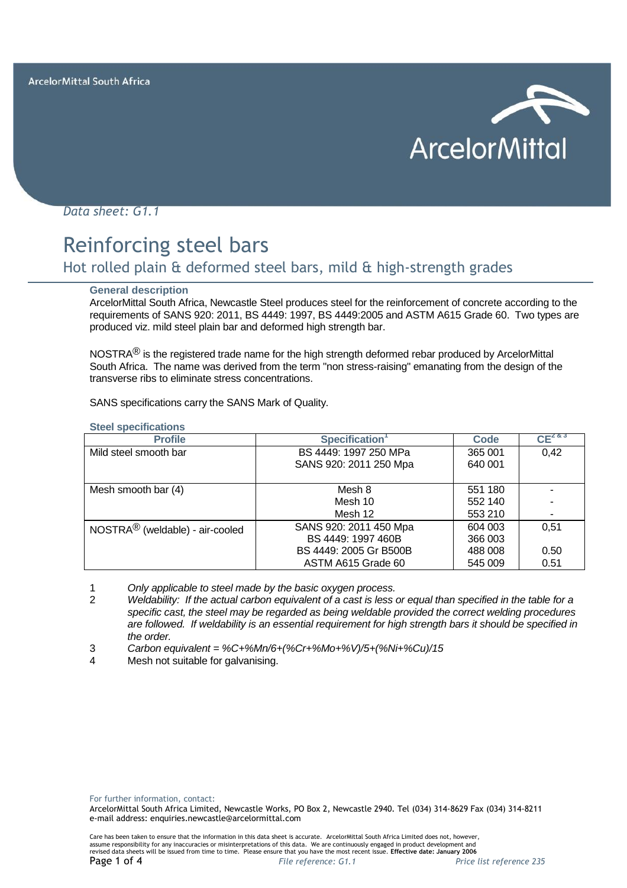ArcelorMittal South Africa

*Data sheet: G1.1*

# Reinforcing steel bars

## Hot rolled plain & deformed steel bars, mild & high-strength grades

### General description

ArcelorMittal South Africa, Newcastle Steel produces steel for the reinforcement of concrete according to the requirements of SANS 920: 2011, BS 4449: 1997, BS 4449:2005 and ASTM A615 Grade 60. Two types are produced viz. mild steel plain bar and deformed high strength bar.

NOSTRA® is the registered trade name for the high strength deformed rebar produced by ArcelorMittal South Africa. The name was derived from the term "non stress-raising" emanating from the design of the transverse ribs to eliminate stress concentrations.

SANS specifications carry the SANS Mark of Quality.

### Steel specifications

| Profile | Specification[1] | Code | CE[2 & 3] |
|---|---|---|---|
| Mild steel smooth bar | BS 4449: 1997 250 MPa<br>SANS 920: 2011 250 Mpa | 365 001<br>640 001 | 0,42 |
| Mesh smooth bar (4) | Mesh 8<br>Mesh 10<br>Mesh 12 | 551 180<br>552 140<br>553 210 | -<br>-<br>- |
| NOSTRA® (weldable) - air-cooled | SANS 920: 2011 450 Mpa<br>BS 4449: 1997 460B<br>BS 4449: 2005 Gr B500B<br>ASTM A615 Grade 60 | 604 003<br>366 003<br>488 008<br>545 009 | 0,51<br><br>0.50<br>0.51 |

1. *Only applicable to steel made by the basic oxygen process.*
2. *Weldability: If the actual carbon equivalent of a cast is less or equal than specified in the table for a specific cast, the steel may be regarded as being weldable provided the correct welding procedures are followed. If weldability is an essential requirement for high strength bars it should be specified in the order.*
3. *Carbon equivalent =* $\%C + \%Mn/6 + (\%Cr + \%Mo + \%V)/5 + (\%Ni + \%Cu)/15$
4. Mesh not suitable for galvanising.

For further information, contact:
ArcelorMittal South Africa Limited, Newcastle Works, PO Box 2, Newcastle 2940. Tel (034) 314-8629 Fax (034) 314-8211
e-mail address: enquiries.newcastle@arcelormittal.com

Care has been taken to ensure that the information in this data sheet is accurate. ArcelorMittal South Africa Limited does not, however, assume responsibility for any inaccuracies or misinterpretations of this data. We are continuously engaged in product development and revised data sheets will be issued from time to time. Please ensure that you have the most recent issue. **Effective date: January 2006**

*File reference: G1.1* *Price list reference 235*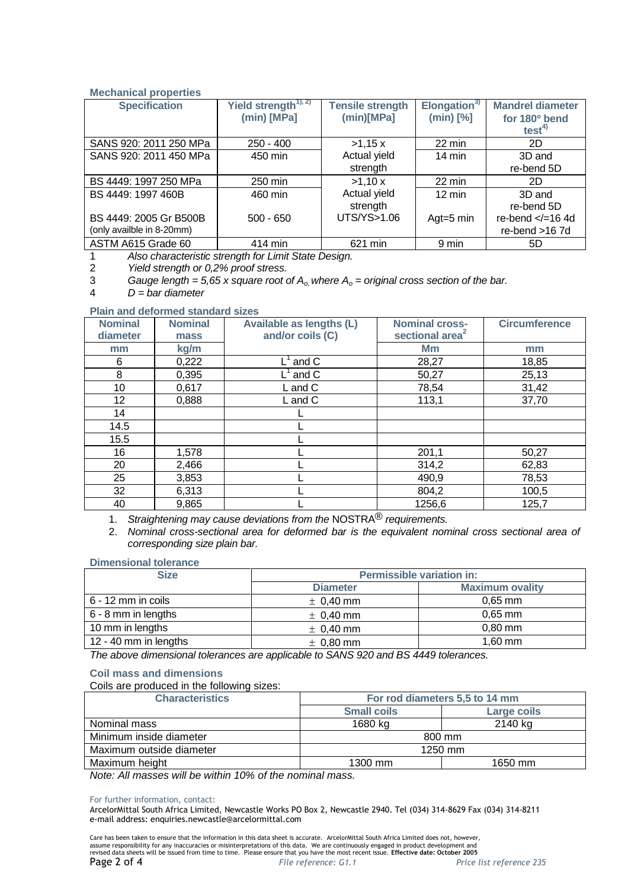### Mechanical properties

| Specification | Yield strength[1), 2)] (min) [MPa] | Tensile strength (min)[MPa] | Elongation[3)] (min) [%] | Mandrel diameter for 180° bend test[4)] |
|---|---|---|---|---|
| SANS 920: 2011 250 MPa | 250 - 400 | >1,15 x Actual yield strength | 22 min | 2D |
| SANS 920: 2011 450 MPa | 450 min | | 14 min | 3D and re-bend 5D |
| BS 4449: 1997 250 MPa | 250 min | >1,10 x Actual yield strength UTS/YS>1.06 | 22 min | 2D |
| BS 4449: 1997 460B | 460 min | | 12 min | 3D and re-bend 5D |
| BS 4449: 2005 Gr B500B (only availble in 8-20mm) | 500 - 650 | | Agt=5 min | re-bend </=16 4d re-bend >16 7d |
| ASTM A615 Grade 60 | 414 min | 621 min | 9 min | 5D |

1 *Also characteristic strength for Limit State Design.*
2 *Yield strength or 0,2% proof stress.*
3 *Gauge length = 5,65 x square root of $A_o$, where $A_o$ = original cross section of the bar.*
4 *D = bar diameter*

### Plain and deformed standard sizes

| Nominal diameter | Nominal mass | Available as lengths (L) and/or coils (C) | Nominal cross-sectional area[2] | Circumference |
|---|---|---|---|---|
| mm | kg/m | | Mm | mm |
| 6 | 0,222 | L[1] and C | 28,27 | 18,85 |
| 8 | 0,395 | L[1] and C | 50,27 | 25,13 |
| 10 | 0,617 | L and C | 78,54 | 31,42 |
| 12 | 0,888 | L and C | 113,1 | 37,70 |
| 14 | | L | | |
| 14.5 | | L | | |
| 15.5 | | L | | |
| 16 | 1,578 | L | 201,1 | 50,27 |
| 20 | 2,466 | L | 314,2 | 62,83 |
| 25 | 3,853 | L | 490,9 | 78,53 |
| 32 | 6,313 | L | 804,2 | 100,5 |
| 40 | 9,865 | L | 1256,6 | 125,7 |

1. *Straightening may cause deviations from the* NOSTRA® *requirements.*
2. *Nominal cross-sectional area for deformed bar is the equivalent nominal cross sectional area of corresponding size plain bar.*

### Dimensional tolerance

| Size | Permissible variation in: | |
|---|---|---|
| | Diameter | Maximum ovality |
| 6 - 12 mm in coils | ± 0,40 mm | 0,65 mm |
| 6 - 8 mm in lengths | ± 0,40 mm | 0,65 mm |
| 10 mm in lengths | ± 0,40 mm | 0,80 mm |
| 12 - 40 mm in lengths | ± 0,80 mm | 1,60 mm |

*The above dimensional tolerances are applicable to SANS 920 and BS 4449 tolerances.*

### Coil mass and dimensions

Coils are produced in the following sizes:

| Characteristics | For rod diameters 5,5 to 14 mm | |
|---|---|---|
| | Small coils | Large coils |
| Nominal mass | 1680 kg | 2140 kg |
| Minimum inside diameter | 800 mm | |
| Maximum outside diameter | 1250 mm | |
| Maximum height | 1300 mm | 1650 mm |

*Note: All masses will be within 10% of the nominal mass.*

For further information, contact:
ArcelorMittal South Africa Limited, Newcastle Works PO Box 2, Newcastle 2940. Tel (034) 314-8629 Fax (034) 314-8211
e-mail address: enquiries.newcastle@arcelormittal.com

Care has been taken to ensure that the information in this data sheet is accurate. ArcelorMittal South Africa Limited does not, however, assume responsibility for any inaccuracies or misinterpretations of this data. We are continuously engaged in product development and revised data sheets will be issued from time to time. Please ensure that you have the most recent issue. **Effective date: October 2005**

*File reference: G1.1* *Price list reference 235*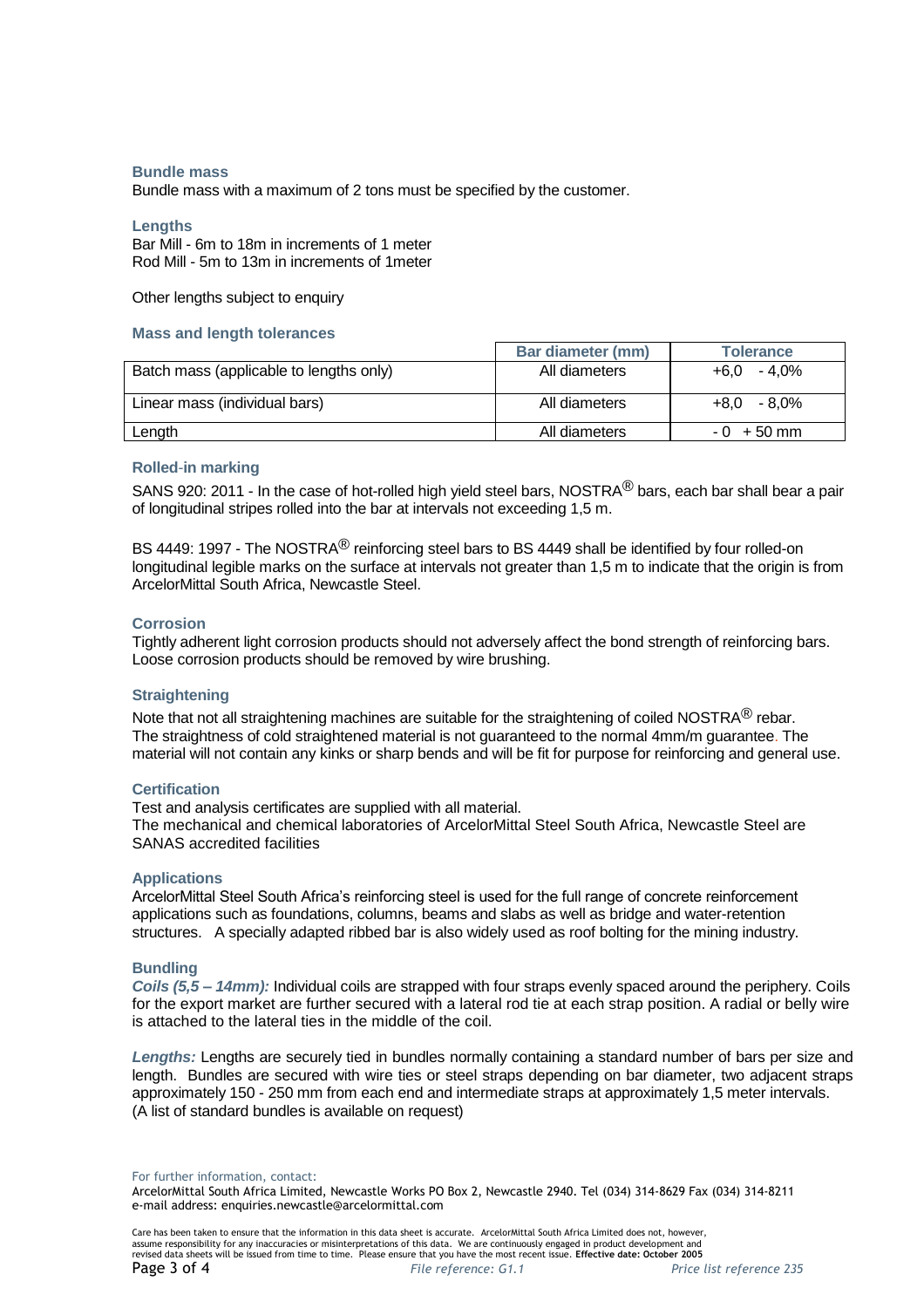### Bundle mass

Bundle mass with a maximum of 2 tons must be specified by the customer.

### Lengths

Bar Mill - 6m to 18m in increments of 1 meter
Rod Mill - 5m to 13m in increments of 1meter

Other lengths subject to enquiry

### Mass and length tolerances

| | Bar diameter (mm) | Tolerance |
|---|---|---|
| Batch mass (applicable to lengths only) | All diameters | +6,0 - 4,0% |
| Linear mass (individual bars) | All diameters | +8,0 - 8,0% |
| Length | All diameters | - 0 + 50 mm |

### Rolled-in marking

SANS 920: 2011 - In the case of hot-rolled high yield steel bars, NOSTRA® bars, each bar shall bear a pair of longitudinal stripes rolled into the bar at intervals not exceeding 1,5 m.

BS 4449: 1997 - The NOSTRA® reinforcing steel bars to BS 4449 shall be identified by four rolled-on longitudinal legible marks on the surface at intervals not greater than 1,5 m to indicate that the origin is from ArcelorMittal South Africa, Newcastle Steel.

### Corrosion

Tightly adherent light corrosion products should not adversely affect the bond strength of reinforcing bars. Loose corrosion products should be removed by wire brushing.

### Straightening

Note that not all straightening machines are suitable for the straightening of coiled NOSTRA® rebar. The straightness of cold straightened material is not guaranteed to the normal 4mm/m guarantee. The material will not contain any kinks or sharp bends and will be fit for purpose for reinforcing and general use.

### Certification

Test and analysis certificates are supplied with all material.
The mechanical and chemical laboratories of ArcelorMittal Steel South Africa, Newcastle Steel are SANAS accredited facilities

### Applications

ArcelorMittal Steel South Africa's reinforcing steel is used for the full range of concrete reinforcement applications such as foundations, columns, beams and slabs as well as bridge and water-retention structures. A specially adapted ribbed bar is also widely used as roof bolting for the mining industry.

### Bundling

***Coils (5,5 – 14mm):*** Individual coils are strapped with four straps evenly spaced around the periphery. Coils for the export market are further secured with a lateral rod tie at each strap position. A radial or belly wire is attached to the lateral ties in the middle of the coil.

***Lengths:*** Lengths are securely tied in bundles normally containing a standard number of bars per size and length. Bundles are secured with wire ties or steel straps depending on bar diameter, two adjacent straps approximately 150 - 250 mm from each end and intermediate straps at approximately 1,5 meter intervals. (A list of standard bundles is available on request)

For further information, contact:
ArcelorMittal South Africa Limited, Newcastle Works PO Box 2, Newcastle 2940. Tel (034) 314-8629 Fax (034) 314-8211
e-mail address: enquiries.newcastle@arcelormittal.com

Care has been taken to ensure that the information in this data sheet is accurate. ArcelorMittal South Africa Limited does not, however, assume responsibility for any inaccuracies or misinterpretations of this data. We are continuously engaged in product development and revised data sheets will be issued from time to time. Please ensure that you have the most recent issue. **Effective date: October 2005**

*File reference: G1.1* *Price list reference 235*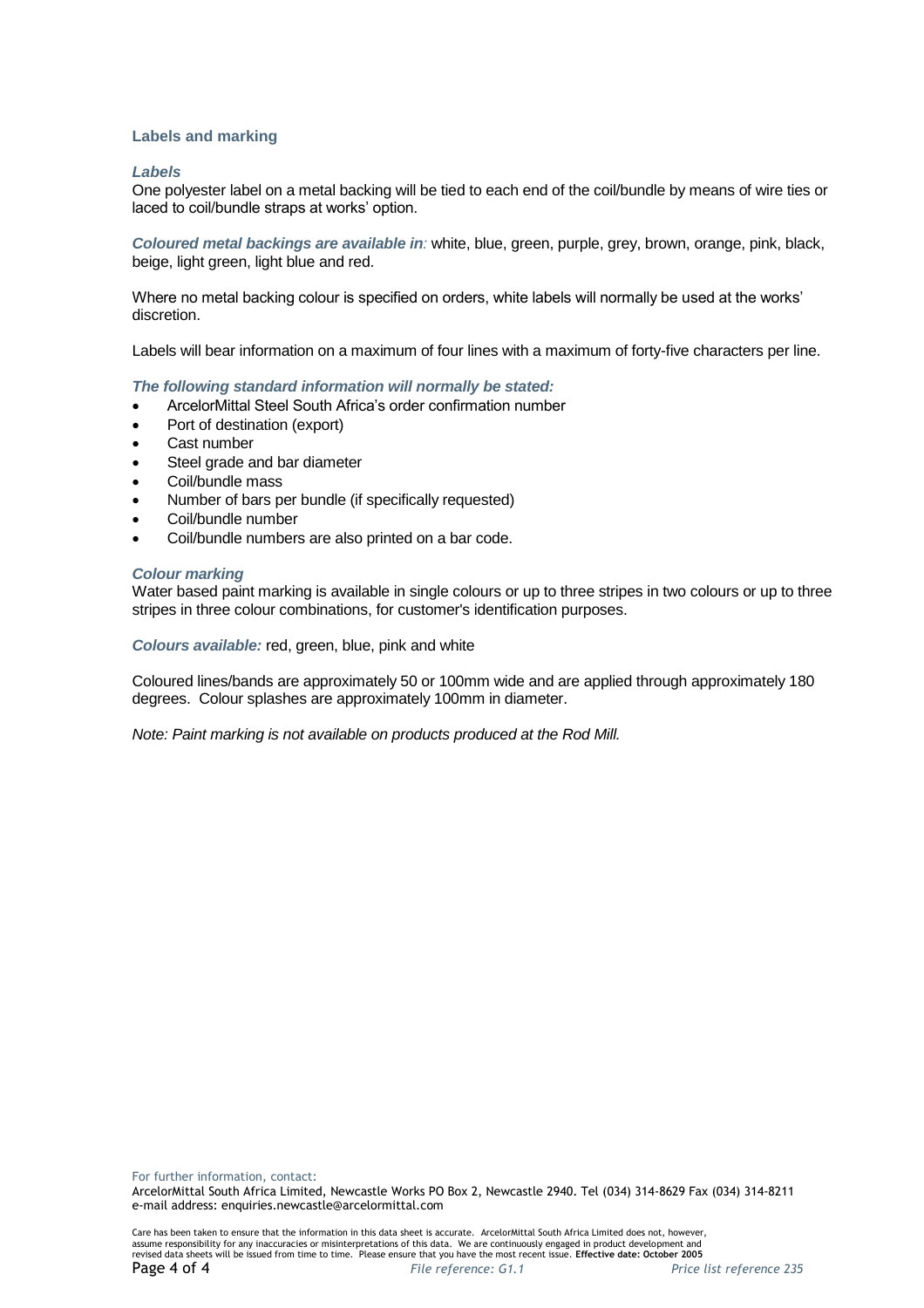## Labels and marking

### *Labels*

One polyester label on a metal backing will be tied to each end of the coil/bundle by means of wire ties or laced to coil/bundle straps at works' option.

***Coloured metal backings are available in**:* white, blue, green, purple, grey, brown, orange, pink, black, beige, light green, light blue and red.

Where no metal backing colour is specified on orders, white labels will normally be used at the works' discretion.

Labels will bear information on a maximum of four lines with a maximum of forty-five characters per line.

***The following standard information will normally be stated:***

- ArcelorMittal Steel South Africa's order confirmation number
- Port of destination (export)
- Cast number
- Steel grade and bar diameter
- Coil/bundle mass
- Number of bars per bundle (if specifically requested)
- Coil/bundle number
- Coil/bundle numbers are also printed on a bar code.

### *Colour marking*

Water based paint marking is available in single colours or up to three stripes in two colours or up to three stripes in three colour combinations, for customer's identification purposes.

***Colours available:*** red, green, blue, pink and white

Coloured lines/bands are approximately 50 or 100mm wide and are applied through approximately 180 degrees. Colour splashes are approximately 100mm in diameter.

*Note: Paint marking is not available on products produced at the Rod Mill.*

For further information, contact:
ArcelorMittal South Africa Limited, Newcastle Works PO Box 2, Newcastle 2940. Tel (034) 314-8629 Fax (034) 314-8211
e-mail address: enquiries.newcastle@arcelormittal.com

Care has been taken to ensure that the information in this data sheet is accurate. ArcelorMittal South Africa Limited does not, however, assume responsibility for any inaccuracies or misinterpretations of this data. We are continuously engaged in product development and revised data sheets will be issued from time to time. Please ensure that you have the most recent issue. **Effective date: October 2005**

*File reference: G1.1* *Price list reference 235*